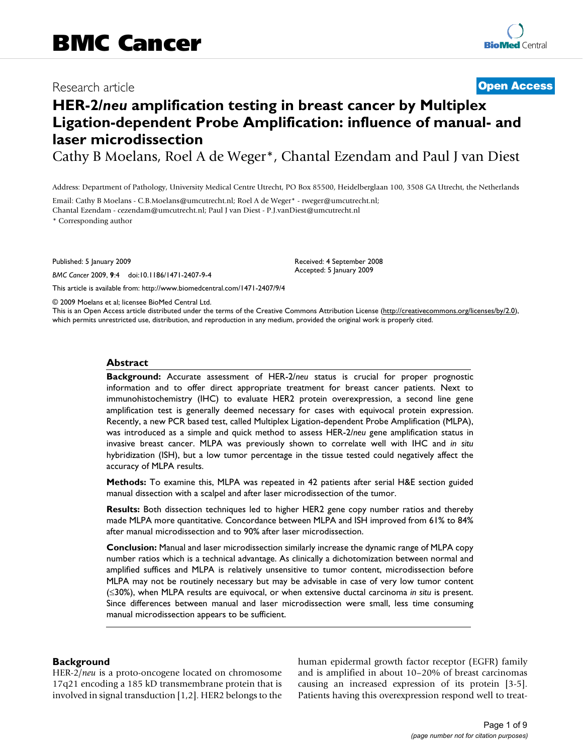BMC Cancer

Research article

**Open Access**

# HER-2/*neu* amplification testing in breast cancer by Multiplex Ligation-dependent Probe Amplification: influence of manual- and laser microdissection

Cathy B Moelans, Roel A de Weger*, Chantal Ezendam and Paul J van Diest

Address: Department of Pathology, University Medical Centre Utrecht, PO Box 85500, Heidelberglaan 100, 3508 GA Utrecht, the Netherlands

Email: Cathy B Moelans - C.B.Moelans@umcutrecht.nl; Roel A de Weger* - rweger@umcutrecht.nl; Chantal Ezendam - cezendam@umcutrecht.nl; Paul J van Diest - P.J.vanDiest@umcutrecht.nl

\* Corresponding author

Published: 5 January 2009

*BMC Cancer* 2009, **9**:4 doi:10.1186/1471-2407-9-4

Received: 4 September 2008
Accepted: 5 January 2009

This article is available from: http://www.biomedcentral.com/1471-2407/9/4

© 2009 Moelans et al; licensee BioMed Central Ltd.

This is an Open Access article distributed under the terms of the Creative Commons Attribution License (http://creativecommons.org/licenses/by/2.0), which permits unrestricted use, distribution, and reproduction in any medium, provided the original work is properly cited.

## Abstract

**Background:** Accurate assessment of HER-2/*neu* status is crucial for proper prognostic information and to offer direct appropriate treatment for breast cancer patients. Next to immunohistochemistry (IHC) to evaluate HER2 protein overexpression, a second line gene amplification test is generally deemed necessary for cases with equivocal protein expression. Recently, a new PCR based test, called Multiplex Ligation-dependent Probe Amplification (MLPA), was introduced as a simple and quick method to assess HER-2/*neu* gene amplification status in invasive breast cancer. MLPA was previously shown to correlate well with IHC and *in situ* hybridization (ISH), but a low tumor percentage in the tissue tested could negatively affect the accuracy of MLPA results.

**Methods:** To examine this, MLPA was repeated in 42 patients after serial H&E section guided manual dissection with a scalpel and after laser microdissection of the tumor.

**Results:** Both dissection techniques led to higher HER2 gene copy number ratios and thereby made MLPA more quantitative. Concordance between MLPA and ISH improved from 61% to 84% after manual microdissection and to 90% after laser microdissection.

**Conclusion:** Manual and laser microdissection similarly increase the dynamic range of MLPA copy number ratios which is a technical advantage. As clinically a dichotomization between normal and amplified suffices and MLPA is relatively unsensitive to tumor content, microdissection before MLPA may not be routinely necessary but may be advisable in case of very low tumor content (≤30%), when MLPA results are equivocal, or when extensive ductal carcinoma *in situ* is present. Since differences between manual and laser microdissection were small, less time consuming manual microdissection appears to be sufficient.

## Background

HER-2/*neu* is a proto-oncogene located on chromosome 17q21 encoding a 185 kD transmembrane protein that is involved in signal transduction [1,2]. HER2 belongs to the human epidermal growth factor receptor (EGFR) family and is amplified in about 10–20% of breast carcinomas causing an increased expression of its protein [3-5]. Patients having this overexpression respond well to treat-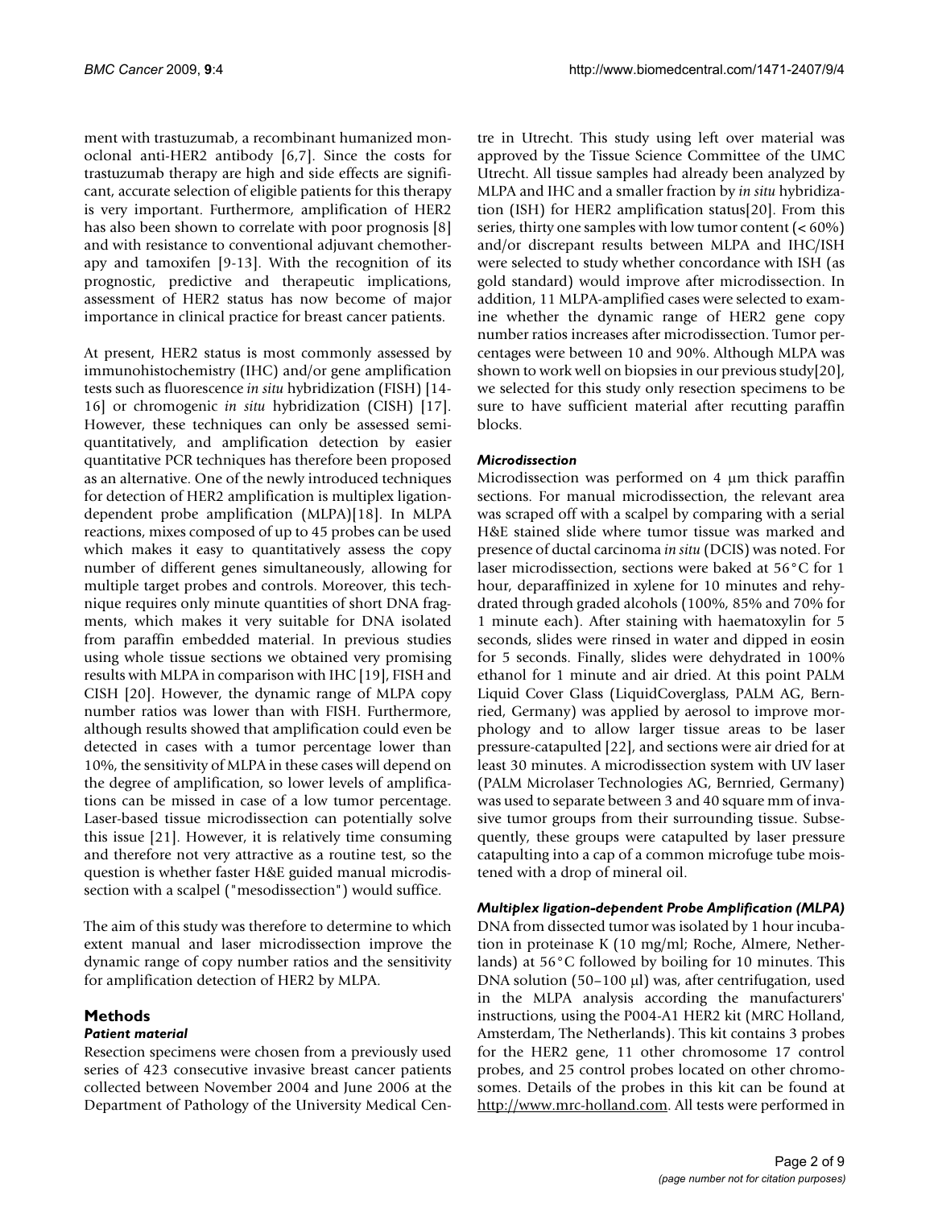ment with trastuzumab, a recombinant humanized monoclonal anti-HER2 antibody [6,7]. Since the costs for trastuzumab therapy are high and side effects are significant, accurate selection of eligible patients for this therapy is very important. Furthermore, amplification of HER2 has also been shown to correlate with poor prognosis [8] and with resistance to conventional adjuvant chemotherapy and tamoxifen [9-13]. With the recognition of its prognostic, predictive and therapeutic implications, assessment of HER2 status has now become of major importance in clinical practice for breast cancer patients.

At present, HER2 status is most commonly assessed by immunohistochemistry (IHC) and/or gene amplification tests such as fluorescence *in situ* hybridization (FISH) [14-16] or chromogenic *in situ* hybridization (CISH) [17]. However, these techniques can only be assessed semi-quantitatively, and amplification detection by easier quantitative PCR techniques has therefore been proposed as an alternative. One of the newly introduced techniques for detection of HER2 amplification is multiplex ligation-dependent probe amplification (MLPA)[18]. In MLPA reactions, mixes composed of up to 45 probes can be used which makes it easy to quantitatively assess the copy number of different genes simultaneously, allowing for multiple target probes and controls. Moreover, this technique requires only minute quantities of short DNA fragments, which makes it very suitable for DNA isolated from paraffin embedded material. In previous studies using whole tissue sections we obtained very promising results with MLPA in comparison with IHC [19], FISH and CISH [20]. However, the dynamic range of MLPA copy number ratios was lower than with FISH. Furthermore, although results showed that amplification could even be detected in cases with a tumor percentage lower than 10%, the sensitivity of MLPA in these cases will depend on the degree of amplification, so lower levels of amplifications can be missed in case of a low tumor percentage. Laser-based tissue microdissection can potentially solve this issue [21]. However, it is relatively time consuming and therefore not very attractive as a routine test, so the question is whether faster H&E guided manual microdissection with a scalpel ("mesodissection") would suffice.

The aim of this study was therefore to determine to which extent manual and laser microdissection improve the dynamic range of copy number ratios and the sensitivity for amplification detection of HER2 by MLPA.

## Methods

### *Patient material*

Resection specimens were chosen from a previously used series of 423 consecutive invasive breast cancer patients collected between November 2004 and June 2006 at the Department of Pathology of the University Medical Centre in Utrecht. This study using left over material was approved by the Tissue Science Committee of the UMC Utrecht. All tissue samples had already been analyzed by MLPA and IHC and a smaller fraction by *in situ* hybridization (ISH) for HER2 amplification status[20]. From this series, thirty one samples with low tumor content (< 60%) and/or discrepant results between MLPA and IHC/ISH were selected to study whether concordance with ISH (as gold standard) would improve after microdissection. In addition, 11 MLPA-amplified cases were selected to examine whether the dynamic range of HER2 gene copy number ratios increases after microdissection. Tumor percentages were between 10 and 90%. Although MLPA was shown to work well on biopsies in our previous study[20], we selected for this study only resection specimens to be sure to have sufficient material after recutting paraffin blocks.

### *Microdissection*

Microdissection was performed on 4 μm thick paraffin sections. For manual microdissection, the relevant area was scraped off with a scalpel by comparing with a serial H&E stained slide where tumor tissue was marked and presence of ductal carcinoma *in situ* (DCIS) was noted. For laser microdissection, sections were baked at 56°C for 1 hour, deparaffinized in xylene for 10 minutes and rehydrated through graded alcohols (100%, 85% and 70% for 1 minute each). After staining with haematoxylin for 5 seconds, slides were rinsed in water and dipped in eosin for 5 seconds. Finally, slides were dehydrated in 100% ethanol for 1 minute and air dried. At this point PALM Liquid Cover Glass (LiquidCoverglass, PALM AG, Bernried, Germany) was applied by aerosol to improve morphology and to allow larger tissue areas to be laser pressure-catapulted [22], and sections were air dried for at least 30 minutes. A microdissection system with UV laser (PALM Microlaser Technologies AG, Bernried, Germany) was used to separate between 3 and 40 square mm of invasive tumor groups from their surrounding tissue. Subsequently, these groups were catapulted by laser pressure catapulting into a cap of a common microfuge tube moistened with a drop of mineral oil.

### *Multiplex ligation-dependent Probe Amplification (MLPA)*

DNA from dissected tumor was isolated by 1 hour incubation in proteinase K (10 mg/ml; Roche, Almere, Netherlands) at 56°C followed by boiling for 10 minutes. This DNA solution (50–100 μl) was, after centrifugation, used in the MLPA analysis according the manufacturers' instructions, using the P004-A1 HER2 kit (MRC Holland, Amsterdam, The Netherlands). This kit contains 3 probes for the HER2 gene, 11 other chromosome 17 control probes, and 25 control probes located on other chromosomes. Details of the probes in this kit can be found at http://www.mrc-holland.com. All tests were performed in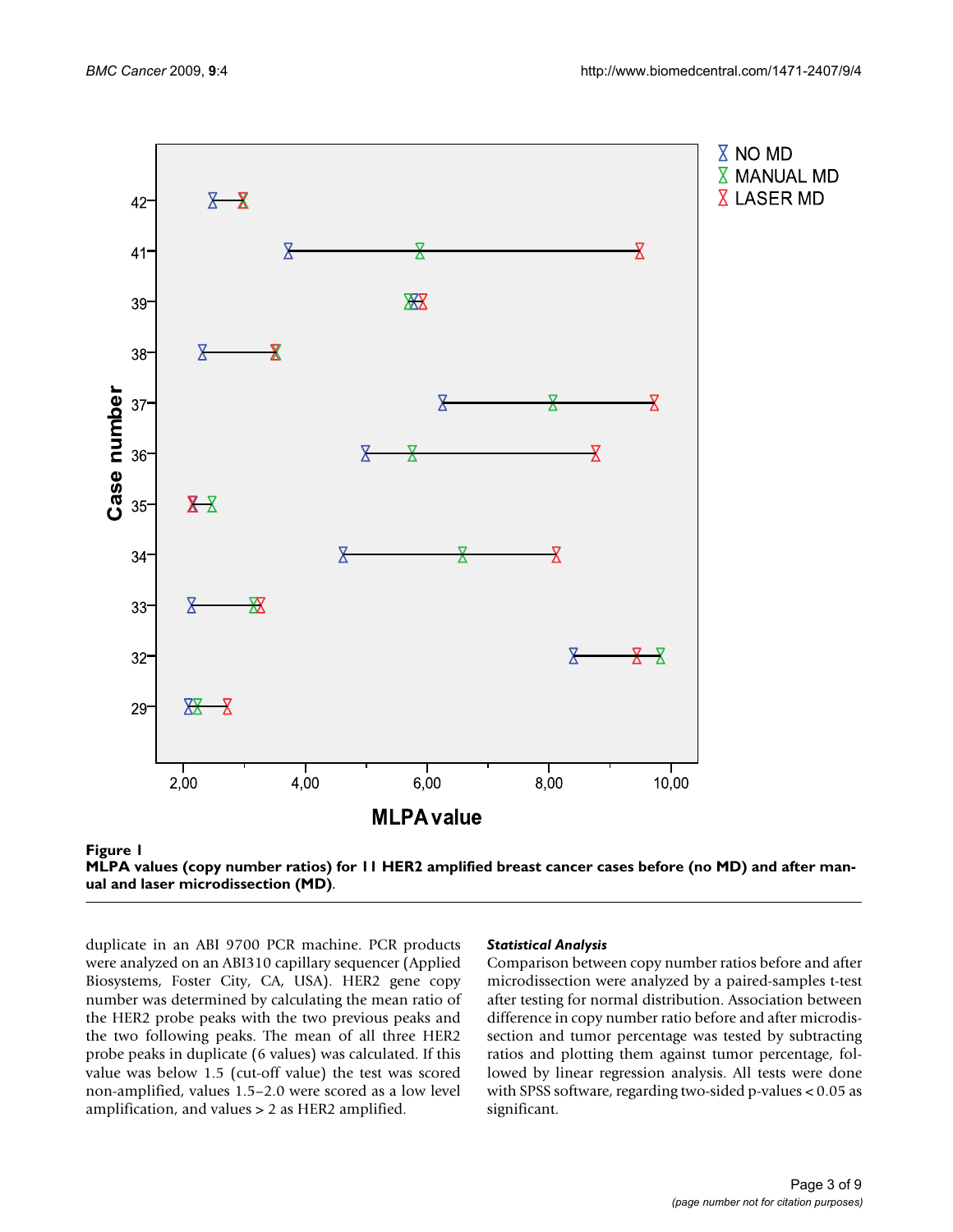**Figure 1**

**MLPA values (copy number ratios) for 11 HER2 amplified breast cancer cases before (no MD) and after manual and laser microdissection (MD)**.

duplicate in an ABI 9700 PCR machine. PCR products were analyzed on an ABI310 capillary sequencer (Applied Biosystems, Foster City, CA, USA). HER2 gene copy number was determined by calculating the mean ratio of the HER2 probe peaks with the two previous peaks and the two following peaks. The mean of all three HER2 probe peaks in duplicate (6 values) was calculated. If this value was below 1.5 (cut-off value) the test was scored non-amplified, values 1.5–2.0 were scored as a low level amplification, and values > 2 as HER2 amplified.

### *Statistical Analysis*

Comparison between copy number ratios before and after microdissection were analyzed by a paired-samples t-test after testing for normal distribution. Association between difference in copy number ratio before and after microdissection and tumor percentage was tested by subtracting ratios and plotting them against tumor percentage, followed by linear regression analysis. All tests were done with SPSS software, regarding two-sided p-values < 0.05 as significant.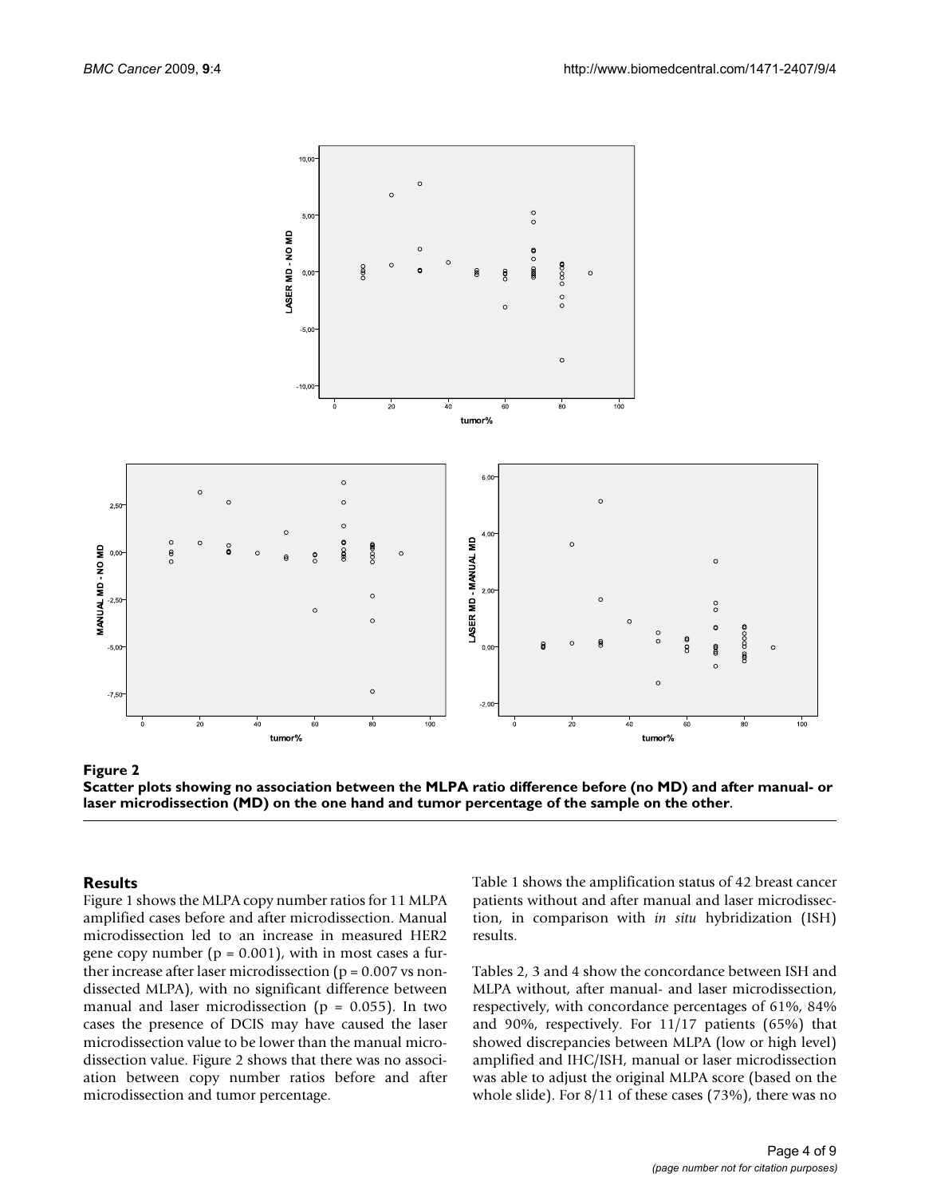**Figure 2**

**Scatter plots showing no association between the MLPA ratio difference before (no MD) and after manual- or laser microdissection (MD) on the one hand and tumor percentage of the sample on the other.**

## Results

Figure 1 shows the MLPA copy number ratios for 11 MLPA amplified cases before and after microdissection. Manual microdissection led to an increase in measured HER2 gene copy number ($p = 0.001$), with in most cases a further increase after laser microdissection ($p = 0.007$ vs non-dissected MLPA), with no significant difference between manual and laser microdissection ($p = 0.055$). In two cases the presence of DCIS may have caused the laser microdissection value to be lower than the manual microdissection value. Figure 2 shows that there was no association between copy number ratios before and after microdissection and tumor percentage.

Table 1 shows the amplification status of 42 breast cancer patients without and after manual and laser microdissection, in comparison with *in situ* hybridization (ISH) results.

Tables 2, 3 and 4 show the concordance between ISH and MLPA without, after manual- and laser microdissection, respectively, with concordance percentages of 61%, 84% and 90%, respectively. For 11/17 patients (65%) that showed discrepancies between MLPA (low or high level) amplified and IHC/ISH, manual or laser microdissection was able to adjust the original MLPA score (based on the whole slide). For 8/11 of these cases (73%), there was no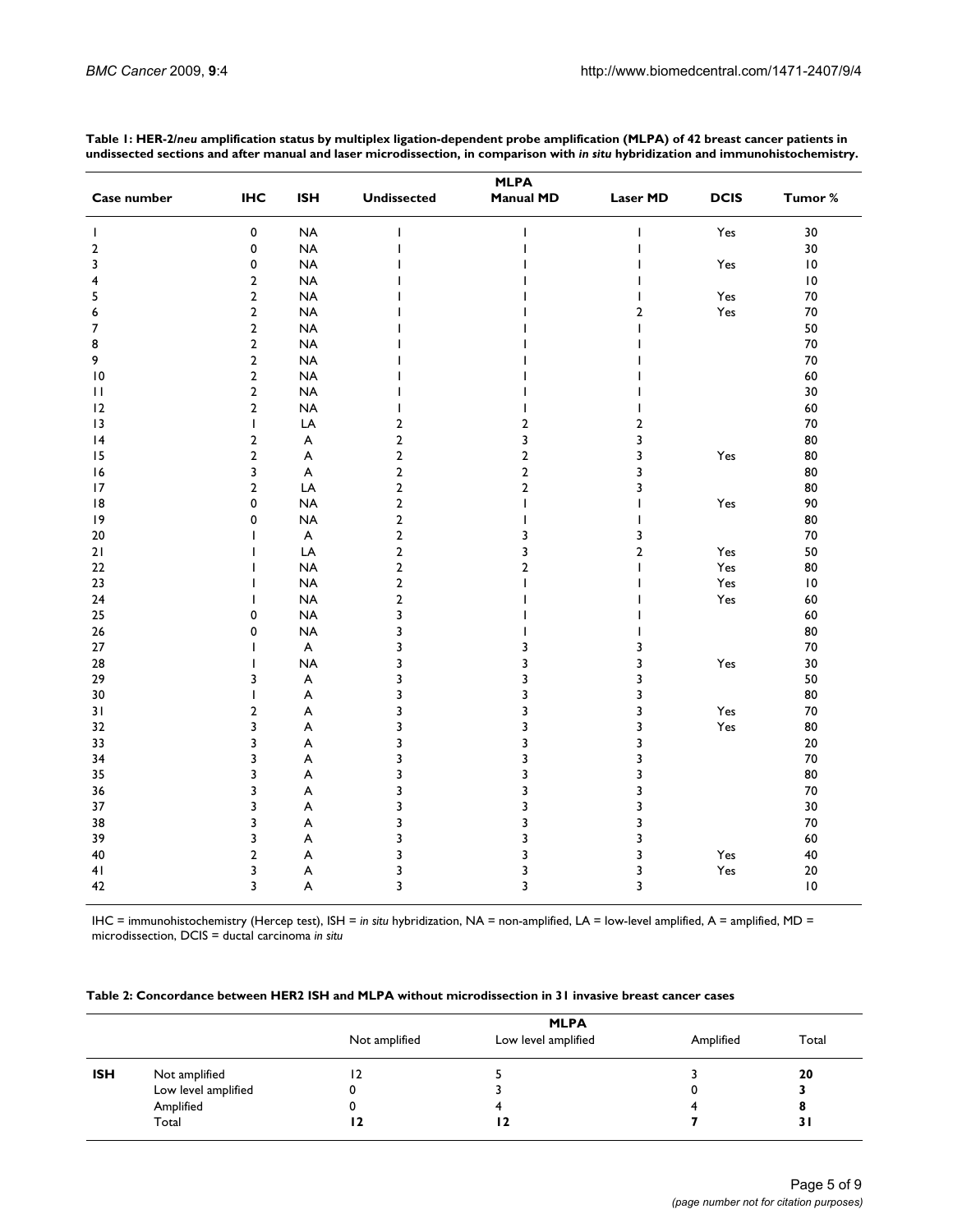**Table 1: HER-2/*neu* amplification status by multiplex ligation-dependent probe amplification (MLPA) of 42 breast cancer patients in undissected sections and after manual and laser microdissection, in comparison with *in situ* hybridization and immunohistochemistry.**

| Case number | IHC | ISH | MLPA Undissected | MLPA Manual MD | MLPA Laser MD | DCIS | Tumor % |
|---|---|---|---|---|---|---|---|
| 1 | 0 | NA | 1 | 1 | 1 | Yes | 30 |
| 2 | 0 | NA | 1 | 1 | 1 | | 30 |
| 3 | 0 | NA | 1 | 1 | 1 | Yes | 10 |
| 4 | 2 | NA | 1 | 1 | 1 | | 10 |
| 5 | 2 | NA | 1 | 1 | 1 | Yes | 70 |
| 6 | 2 | NA | 1 | 1 | 2 | Yes | 70 |
| 7 | 2 | NA | 1 | 1 | 1 | | 50 |
| 8 | 2 | NA | 1 | 1 | 1 | | 70 |
| 9 | 2 | NA | 1 | 1 | 1 | | 70 |
| 10 | 2 | NA | 1 | 1 | 1 | | 60 |
| 11 | 2 | NA | 1 | 1 | 1 | | 30 |
| 12 | 2 | NA | 1 | 1 | 1 | | 60 |
| 13 | 1 | LA | 2 | 2 | 2 | | 70 |
| 14 | 2 | A | 2 | 3 | 3 | | 80 |
| 15 | 2 | A | 2 | 2 | 3 | Yes | 80 |
| 16 | 3 | A | 2 | 2 | 3 | | 80 |
| 17 | 2 | LA | 2 | 2 | 3 | | 80 |
| 18 | 0 | NA | 2 | 1 | 1 | Yes | 90 |
| 19 | 0 | NA | 2 | 1 | 1 | | 80 |
| 20 | 1 | A | 2 | 3 | 3 | | 70 |
| 21 | 1 | LA | 2 | 3 | 2 | Yes | 50 |
| 22 | 1 | NA | 2 | 2 | 1 | Yes | 80 |
| 23 | 1 | NA | 2 | 1 | 1 | Yes | 10 |
| 24 | 1 | NA | 2 | 1 | 1 | Yes | 60 |
| 25 | 0 | NA | 3 | 1 | 1 | | 60 |
| 26 | 0 | NA | 3 | 1 | 1 | | 80 |
| 27 | 1 | A | 3 | 3 | 3 | | 70 |
| 28 | 1 | NA | 3 | 3 | 3 | Yes | 30 |
| 29 | 3 | A | 3 | 3 | 3 | | 50 |
| 30 | 1 | A | 3 | 3 | 3 | | 80 |
| 31 | 2 | A | 3 | 3 | 3 | Yes | 70 |
| 32 | 3 | A | 3 | 3 | 3 | Yes | 80 |
| 33 | 3 | A | 3 | 3 | 3 | | 20 |
| 34 | 3 | A | 3 | 3 | 3 | | 70 |
| 35 | 3 | A | 3 | 3 | 3 | | 80 |
| 36 | 3 | A | 3 | 3 | 3 | | 70 |
| 37 | 3 | A | 3 | 3 | 3 | | 30 |
| 38 | 3 | A | 3 | 3 | 3 | | 70 |
| 39 | 3 | A | 3 | 3 | 3 | | 60 |
| 40 | 2 | A | 3 | 3 | 3 | Yes | 40 |
| 41 | 3 | A | 3 | 3 | 3 | Yes | 20 |
| 42 | 3 | A | 3 | 3 | 3 | | 10 |

IHC = immunohistochemistry (Hercep test), ISH = *in situ* hybridization, NA = non-amplified, LA = low-level amplified, A = amplified, MD = microdissection, DCIS = ductal carcinoma *in situ*

**Table 2: Concordance between HER2 ISH and MLPA without microdissection in 31 invasive breast cancer cases**

| | | MLPA Not amplified | MLPA Low level amplified | MLPA Amplified | Total |
|---|---|---|---|---|---|
| **ISH** | Not amplified | 12 | 5 | 3 | **20** |
| | Low level amplified | 0 | 3 | 0 | **3** |
| | Amplified | 0 | 4 | 4 | **8** |
| | Total | **12** | **12** | **7** | **31** |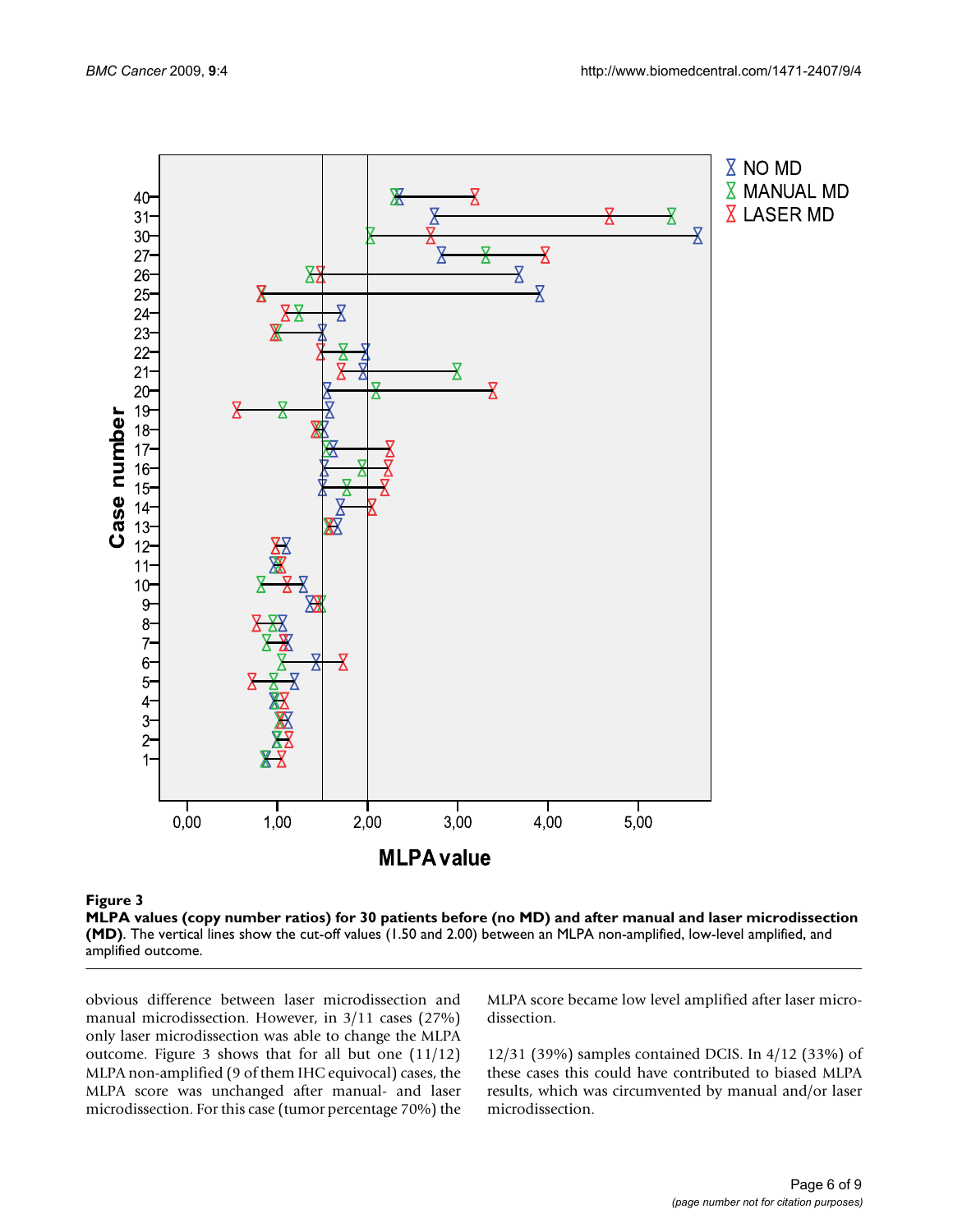**Figure 3**

**MLPA values (copy number ratios) for 30 patients before (no MD) and after manual and laser microdissection (MD).** The vertical lines show the cut-off values (1.50 and 2.00) between an MLPA non-amplified, low-level amplified, and amplified outcome.

obvious difference between laser microdissection and manual microdissection. However, in 3/11 cases (27%) only laser microdissection was able to change the MLPA outcome. Figure 3 shows that for all but one (11/12) MLPA non-amplified (9 of them IHC equivocal) cases, the MLPA score was unchanged after manual- and laser microdissection. For this case (tumor percentage 70%) the MLPA score became low level amplified after laser microdissection.

12/31 (39%) samples contained DCIS. In 4/12 (33%) of these cases this could have contributed to biased MLPA results, which was circumvented by manual and/or laser microdissection.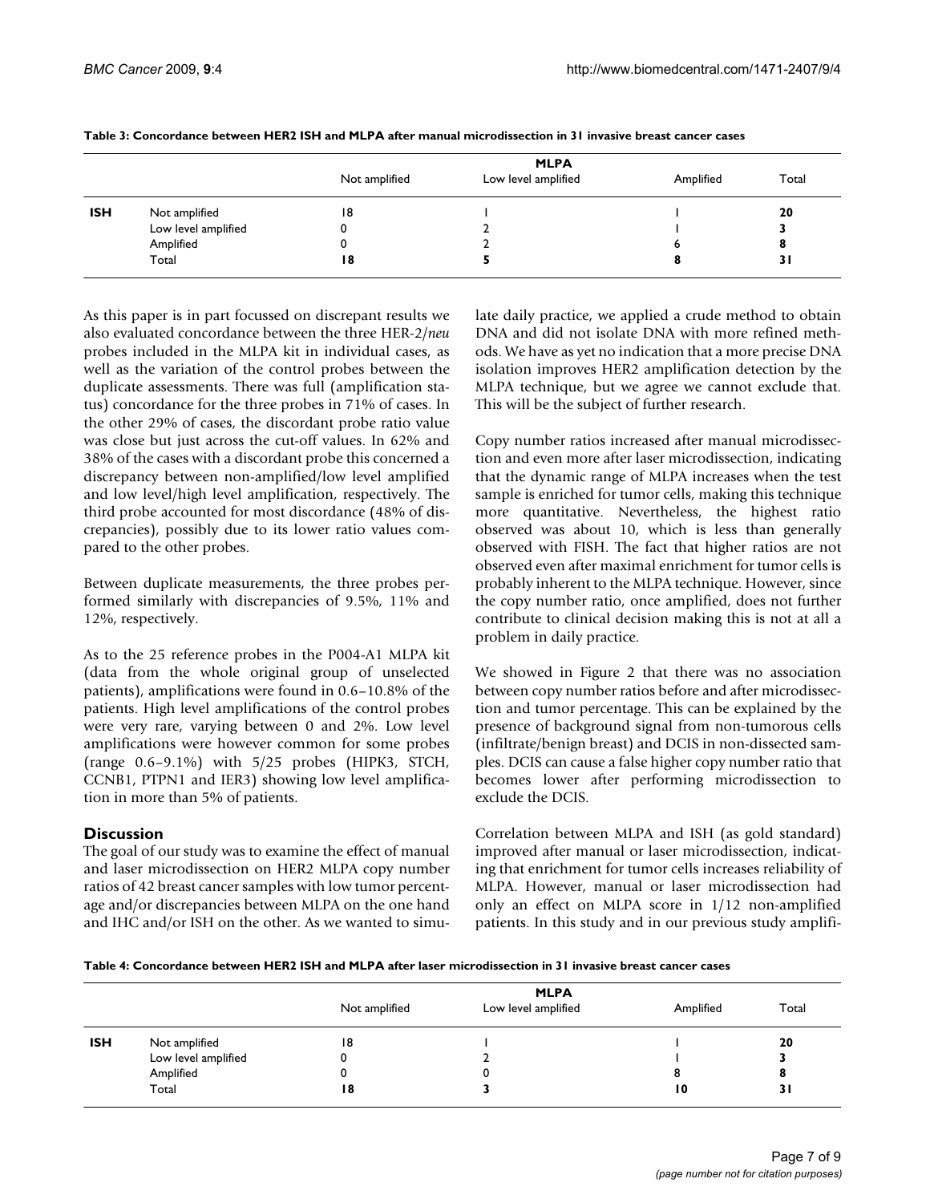**Table 3: Concordance between HER2 ISH and MLPA after manual microdissection in 31 invasive breast cancer cases**

| | | MLPA | | | |
|---|---|---|---|---|---|
| | | Not amplified | Low level amplified | Amplified | Total |
| **ISH** | Not amplified | 18 | 1 | 1 | **20** |
| | Low level amplified | 0 | 2 | 1 | **3** |
| | Amplified | 0 | 2 | 6 | **8** |
| | Total | **18** | **5** | **8** | **31** |

As this paper is in part focussed on discrepant results we also evaluated concordance between the three HER-2/*neu* probes included in the MLPA kit in individual cases, as well as the variation of the control probes between the duplicate assessments. There was full (amplification status) concordance for the three probes in 71% of cases. In the other 29% of cases, the discordant probe ratio value was close but just across the cut-off values. In 62% and 38% of the cases with a discordant probe this concerned a discrepancy between non-amplified/low level amplified and low level/high level amplification, respectively. The third probe accounted for most discordance (48% of discrepancies), possibly due to its lower ratio values compared to the other probes.

Between duplicate measurements, the three probes performed similarly with discrepancies of 9.5%, 11% and 12%, respectively.

As to the 25 reference probes in the P004-A1 MLPA kit (data from the whole original group of unselected patients), amplifications were found in 0.6–10.8% of the patients. High level amplifications of the control probes were very rare, varying between 0 and 2%. Low level amplifications were however common for some probes (range 0.6–9.1%) with 5/25 probes (HIPK3, STCH, CCNB1, PTPN1 and IER3) showing low level amplification in more than 5% of patients.

## Discussion

The goal of our study was to examine the effect of manual and laser microdissection on HER2 MLPA copy number ratios of 42 breast cancer samples with low tumor percentage and/or discrepancies between MLPA on the one hand and IHC and/or ISH on the other. As we wanted to simulate daily practice, we applied a crude method to obtain DNA and did not isolate DNA with more refined methods. We have as yet no indication that a more precise DNA isolation improves HER2 amplification detection by the MLPA technique, but we agree we cannot exclude that. This will be the subject of further research.

Copy number ratios increased after manual microdissection and even more after laser microdissection, indicating that the dynamic range of MLPA increases when the test sample is enriched for tumor cells, making this technique more quantitative. Nevertheless, the highest ratio observed was about 10, which is less than generally observed with FISH. The fact that higher ratios are not observed even after maximal enrichment for tumor cells is probably inherent to the MLPA technique. However, since the copy number ratio, once amplified, does not further contribute to clinical decision making this is not at all a problem in daily practice.

We showed in Figure 2 that there was no association between copy number ratios before and after microdissection and tumor percentage. This can be explained by the presence of background signal from non-tumorous cells (infiltrate/benign breast) and DCIS in non-dissected samples. DCIS can cause a false higher copy number ratio that becomes lower after performing microdissection to exclude the DCIS.

Correlation between MLPA and ISH (as gold standard) improved after manual or laser microdissection, indicating that enrichment for tumor cells increases reliability of MLPA. However, manual or laser microdissection had only an effect on MLPA score in 1/12 non-amplified patients. In this study and in our previous study amplifi-

**Table 4: Concordance between HER2 ISH and MLPA after laser microdissection in 31 invasive breast cancer cases**

| | | MLPA | | | |
|---|---|---|---|---|---|
| | | Not amplified | Low level amplified | Amplified | Total |
| **ISH** | Not amplified | 18 | 1 | 1 | **20** |
| | Low level amplified | 0 | 2 | 1 | **3** |
| | Amplified | 0 | 0 | 8 | **8** |
| | Total | **18** | **3** | **10** | **31** |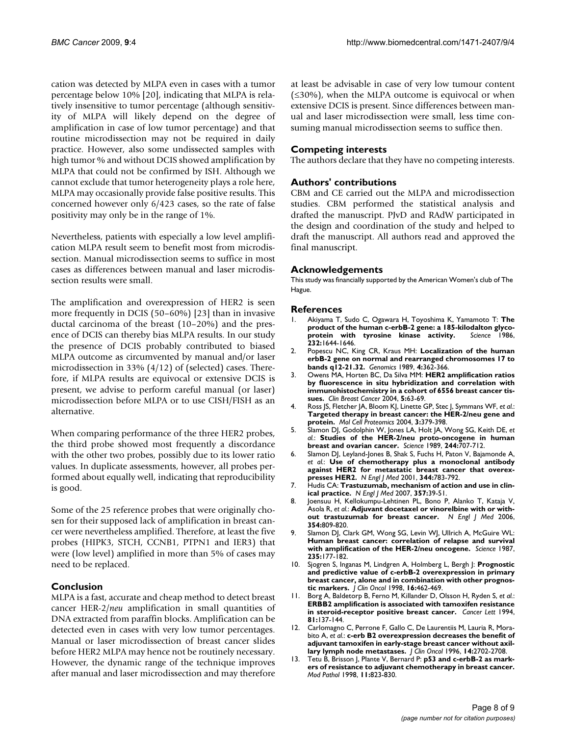cation was detected by MLPA even in cases with a tumor percentage below 10% [20], indicating that MLPA is relatively insensitive to tumor percentage (although sensitivity of MLPA will likely depend on the degree of amplification in case of low tumor percentage) and that routine microdissection may not be required in daily practice. However, also some undissected samples with high tumor % and without DCIS showed amplification by MLPA that could not be confirmed by ISH. Although we cannot exclude that tumor heterogeneity plays a role here, MLPA may occasionally provide false positive results. This concerned however only 6/423 cases, so the rate of false positivity may only be in the range of 1%.

Nevertheless, patients with especially a low level amplification MLPA result seem to benefit most from microdissection. Manual microdissection seems to suffice in most cases as differences between manual and laser microdissection results were small.

The amplification and overexpression of HER2 is seen more frequently in DCIS (50–60%) [23] than in invasive ductal carcinoma of the breast (10–20%) and the presence of DCIS can thereby bias MLPA results. In our study the presence of DCIS probably contributed to biased MLPA outcome as circumvented by manual and/or laser microdissection in 33% (4/12) of (selected) cases. Therefore, if MLPA results are equivocal or extensive DCIS is present, we advise to perform careful manual (or laser) microdissection before MLPA or to use CISH/FISH as an alternative.

When comparing performance of the three HER2 probes, the third probe showed most frequently a discordance with the other two probes, possibly due to its lower ratio values. In duplicate assessments, however, all probes performed about equally well, indicating that reproducibility is good.

Some of the 25 reference probes that were originally chosen for their supposed lack of amplification in breast cancer were nevertheless amplified. Therefore, at least the five probes (HIPK3, STCH, CCNB1, PTPN1 and IER3) that were (low level) amplified in more than 5% of cases may need to be replaced.

## Conclusion

MLPA is a fast, accurate and cheap method to detect breast cancer HER-2/*neu* amplification in small quantities of DNA extracted from paraffin blocks. Amplification can be detected even in cases with very low tumor percentages. Manual or laser microdissection of breast cancer slides before HER2 MLPA may hence not be routinely necessary. However, the dynamic range of the technique improves after manual and laser microdissection and may therefore at least be advisable in case of very low tumour content (≤30%), when the MLPA outcome is equivocal or when extensive DCIS is present. Since differences between manual and laser microdissection were small, less time consuming manual microdissection seems to suffice then.

## Competing interests

The authors declare that they have no competing interests.

## Authors' contributions

CBM and CE carried out the MLPA and microdissection studies. CBM performed the statistical analysis and drafted the manuscript. PJvD and RAdW participated in the design and coordination of the study and helped to draft the manuscript. All authors read and approved the final manuscript.

## Acknowledgements

This study was financially supported by the American Women's club of The Hague.

## References

1. Akiyama T, Sudo C, Ogawara H, Toyoshima K, Yamamoto T: **The product of the human c-erbB-2 gene: a 185-kilodalton glycoprotein with tyrosine kinase activity.** *Science* 1986, **232:**1644-1646.
2. Popescu NC, King CR, Kraus MH: **Localization of the human erbB-2 gene on normal and rearranged chromosomes 17 to bands q12-21.32.** *Genomics* 1989, **4:**362-366.
3. Owens MA, Horten BC, Da Silva MM: **HER2 amplification ratios by fluorescence in situ hybridization and correlation with immunohistochemistry in a cohort of 6556 breast cancer tissues.** *Clin Breast Cancer* 2004, **5:**63-69.
4. Ross JS, Fletcher JA, Bloom KJ, Linette GP, Stec J, Symmans WF, *et al.*: **Targeted therapy in breast cancer: the HER-2/neu gene and protein.** *Mol Cell Proteomics* 2004, **3:**379-398.
5. Slamon DJ, Godolphin W, Jones LA, Holt JA, Wong SG, Keith DE, *et al.*: **Studies of the HER-2/neu proto-oncogene in human breast and ovarian cancer.** *Science* 1989, **244:**707-712.
6. Slamon DJ, Leyland-Jones B, Shak S, Fuchs H, Paton V, Bajamonde A, *et al.*: **Use of chemotherapy plus a monoclonal antibody against HER2 for metastatic breast cancer that overexpresses HER2.** *N Engl J Med* 2001, **344:**783-792.
7. Hudis CA: **Trastuzumab, mechanism of action and use in clinical practice.** *N Engl J Med* 2007, **357:**39-51.
8. Joensuu H, Kellokumpu-Lehtinen PL, Bono P, Alanko T, Kataja V, Asola R, *et al.*: **Adjuvant docetaxel or vinorelbine with or without trastuzumab for breast cancer.** *N Engl J Med* 2006, **354:**809-820.
9. Slamon DJ, Clark GM, Wong SG, Levin WJ, Ullrich A, McGuire WL: **Human breast cancer: correlation of relapse and survival with amplification of the HER-2/neu oncogene.** *Science* 1987, **235:**177-182.
10. Sjogren S, Inganas M, Lindgren A, Holmberg L, Bergh J: **Prognostic and predictive value of c-erbB-2 overexpression in primary breast cancer, alone and in combination with other prognostic markers.** *J Clin Oncol* 1998, **16:**462-469.
11. Borg A, Baldetorp B, Ferno M, Killander D, Olsson H, Ryden S, *et al.*: **ERBB2 amplification is associated with tamoxifen resistance in steroid-receptor positive breast cancer.** *Cancer Lett* 1994, **81:**137-144.
12. Carlomagno C, Perrone F, Gallo C, De Laurentiis M, Lauria R, Morabito A, *et al.*: **c-erb B2 overexpression decreases the benefit of adjuvant tamoxifen in early-stage breast cancer without axillary lymph node metastases.** *J Clin Oncol* 1996, **14:**2702-2708.
13. Tetu B, Brisson J, Plante V, Bernard P: **p53 and c-erbB-2 as markers of resistance to adjuvant chemotherapy in breast cancer.** *Mod Pathol* 1998, **11:**823-830.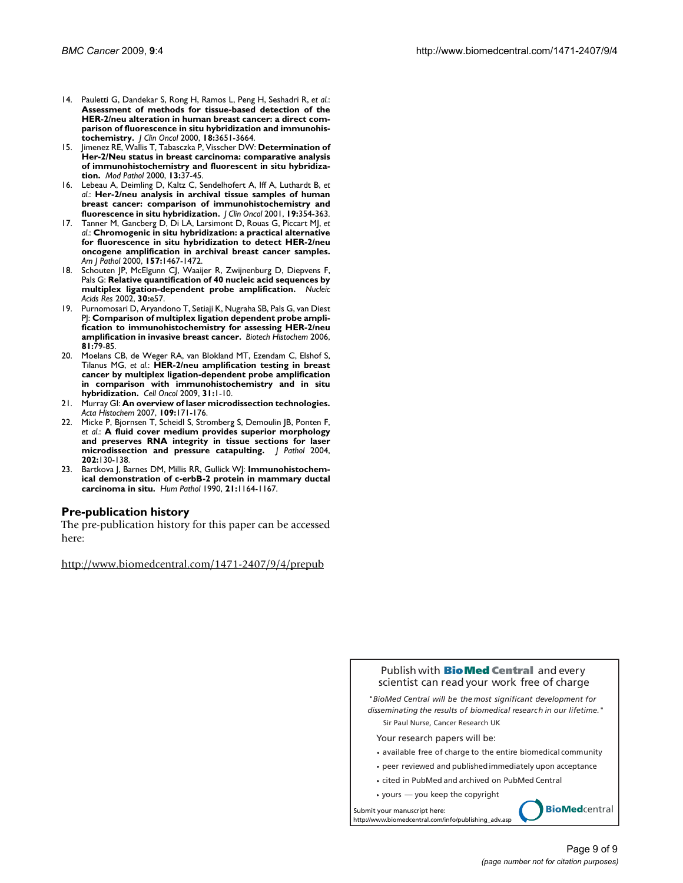14. Pauletti G, Dandekar S, Rong H, Ramos L, Peng H, Seshadri R, *et al.*: **Assessment of methods for tissue-based detection of the HER-2/neu alteration in human breast cancer: a direct comparison of fluorescence in situ hybridization and immunohistochemistry.** *J Clin Oncol* 2000, **18:**3651-3664.
15. Jimenez RE, Wallis T, Tabasczka P, Visscher DW: **Determination of Her-2/Neu status in breast carcinoma: comparative analysis of immunohistochemistry and fluorescent in situ hybridization.** *Mod Pathol* 2000, **13:**37-45.
16. Lebeau A, Deimling D, Kaltz C, Sendelhofert A, Iff A, Luthardt B, *et al.*: **Her-2/neu analysis in archival tissue samples of human breast cancer: comparison of immunohistochemistry and fluorescence in situ hybridization.** *J Clin Oncol* 2001, **19:**354-363.
17. Tanner M, Gancberg D, Di LA, Larsimont D, Rouas G, Piccart MJ, *et al.*: **Chromogenic in situ hybridization: a practical alternative for fluorescence in situ hybridization to detect HER-2/neu oncogene amplification in archival breast cancer samples.** *Am J Pathol* 2000, **157:**1467-1472.
18. Schouten JP, McElgunn CJ, Waaijer R, Zwijnenburg D, Diepvens F, Pals G: **Relative quantification of 40 nucleic acid sequences by multiplex ligation-dependent probe amplification.** *Nucleic Acids Res* 2002, **30:**e57.
19. Purnomosari D, Aryandono T, Setiaji K, Nugraha SB, Pals G, van Diest PJ: **Comparison of multiplex ligation dependent probe amplification to immunohistochemistry for assessing HER-2/neu amplification in invasive breast cancer.** *Biotech Histochem* 2006, **81:**79-85.
20. Moelans CB, de Weger RA, van Blokland MT, Ezendam C, Elshof S, Tilanus MG, *et al.*: **HER-2/neu amplification testing in breast cancer by multiplex ligation-dependent probe amplification in comparison with immunohistochemistry and in situ hybridization.** *Cell Oncol* 2009, **31:**1-10.
21. Murray GI: **An overview of laser microdissection technologies.** *Acta Histochem* 2007, **109:**171-176.
22. Micke P, Bjornsen T, Scheidl S, Stromberg S, Demoulin JB, Ponten F, *et al.*: **A fluid cover medium provides superior morphology and preserves RNA integrity in tissue sections for laser microdissection and pressure catapulting.** *J Pathol* 2004, **202:**130-138.
23. Bartkova J, Barnes DM, Millis RR, Gullick WJ: **Immunohistochemical demonstration of c-erbB-2 protein in mammary ductal carcinoma in situ.** *Hum Pathol* 1990, **21:**1164-1167.

## Pre-publication history

The pre-publication history for this paper can be accessed here:

http://www.biomedcentral.com/1471-2407/9/4/prepub

Publish with **BioMed Central** and every scientist can read your work free of charge

*"BioMed Central will be the most significant development for disseminating the results of biomedical research in our lifetime."*

Sir Paul Nurse, Cancer Research UK

Your research papers will be:

- available free of charge to the entire biomedical community
- peer reviewed and published immediately upon acceptance
- cited in PubMed and archived on PubMed Central
- yours — you keep the copyright

Submit your manuscript here:
http://www.biomedcentral.com/info/publishing_adv.asp

**BioMed**central